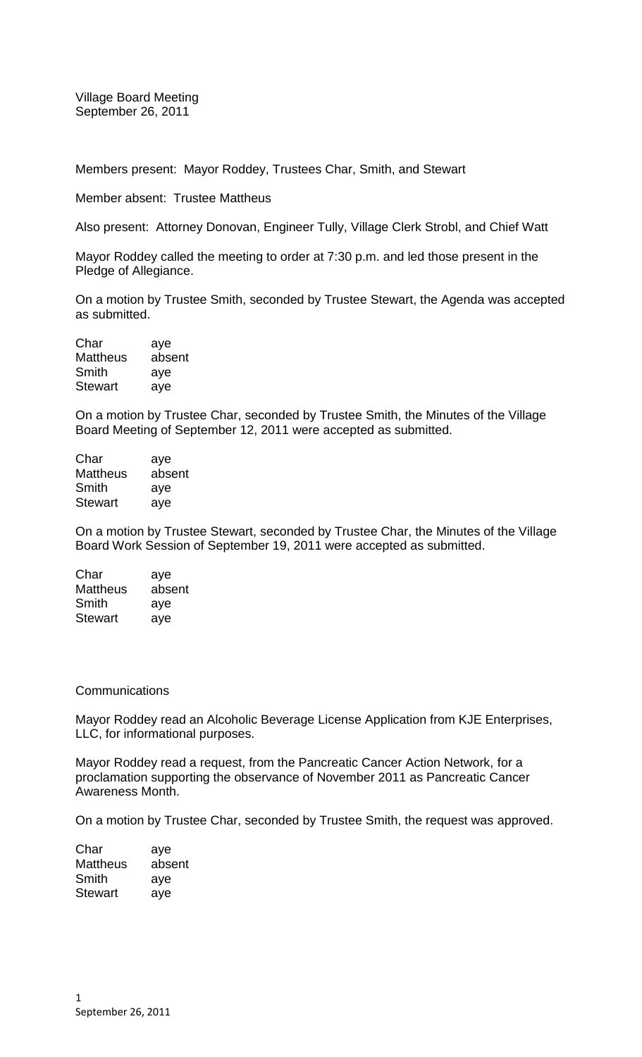Village Board Meeting
September 26, 2011

Members present: Mayor Roddey, Trustees Char, Smith, and Stewart

Member absent: Trustee Mattheus

Also present: Attorney Donovan, Engineer Tully, Village Clerk Strobl, and Chief Watt

Mayor Roddey called the meeting to order at 7:30 p.m. and led those present in the Pledge of Allegiance.

On a motion by Trustee Smith, seconded by Trustee Stewart, the Agenda was accepted as submitted.

| | |
|---|---|
| Char | aye |
| Mattheus | absent |
| Smith | aye |
| Stewart | aye |

On a motion by Trustee Char, seconded by Trustee Smith, the Minutes of the Village Board Meeting of September 12, 2011 were accepted as submitted.

| | |
|---|---|
| Char | aye |
| Mattheus | absent |
| Smith | aye |
| Stewart | aye |

On a motion by Trustee Stewart, seconded by Trustee Char, the Minutes of the Village Board Work Session of September 19, 2011 were accepted as submitted.

| | |
|---|---|
| Char | aye |
| Mattheus | absent |
| Smith | aye |
| Stewart | aye |

Communications

Mayor Roddey read an Alcoholic Beverage License Application from KJE Enterprises, LLC, for informational purposes.

Mayor Roddey read a request, from the Pancreatic Cancer Action Network, for a proclamation supporting the observance of November 2011 as Pancreatic Cancer Awareness Month.

On a motion by Trustee Char, seconded by Trustee Smith, the request was approved.

| | |
|---|---|
| Char | aye |
| Mattheus | absent |
| Smith | aye |
| Stewart | aye |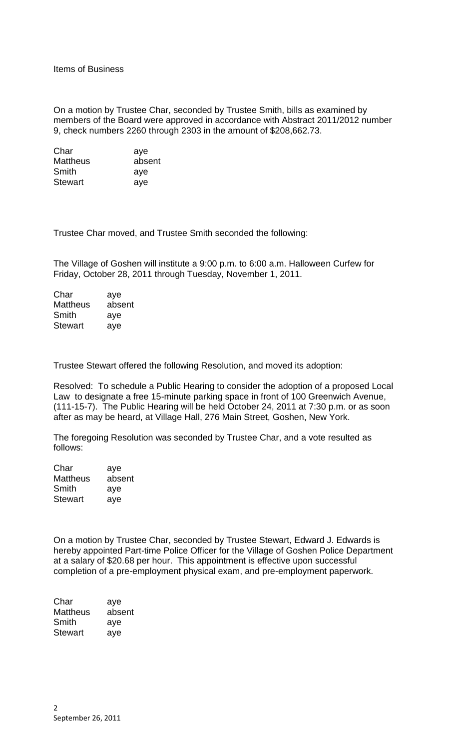Items of Business

On a motion by Trustee Char, seconded by Trustee Smith, bills as examined by members of the Board were approved in accordance with Abstract 2011/2012 number 9, check numbers 2260 through 2303 in the amount of $208,662.73.

| | |
|---|---|
| Char | aye |
| Mattheus | absent |
| Smith | aye |
| Stewart | aye |

Trustee Char moved, and Trustee Smith seconded the following:

The Village of Goshen will institute a 9:00 p.m. to 6:00 a.m. Halloween Curfew for Friday, October 28, 2011 through Tuesday, November 1, 2011.

| | |
|---|---|
| Char | aye |
| Mattheus | absent |
| Smith | aye |
| Stewart | aye |

Trustee Stewart offered the following Resolution, and moved its adoption:

Resolved: To schedule a Public Hearing to consider the adoption of a proposed Local Law to designate a free 15-minute parking space in front of 100 Greenwich Avenue, (111-15-7). The Public Hearing will be held October 24, 2011 at 7:30 p.m. or as soon after as may be heard, at Village Hall, 276 Main Street, Goshen, New York.

The foregoing Resolution was seconded by Trustee Char, and a vote resulted as follows:

| | |
|---|---|
| Char | aye |
| Mattheus | absent |
| Smith | aye |
| Stewart | aye |

On a motion by Trustee Char, seconded by Trustee Stewart, Edward J. Edwards is hereby appointed Part-time Police Officer for the Village of Goshen Police Department at a salary of $20.68 per hour. This appointment is effective upon successful completion of a pre-employment physical exam, and pre-employment paperwork.

| | |
|---|---|
| Char | aye |
| Mattheus | absent |
| Smith | aye |
| Stewart | aye |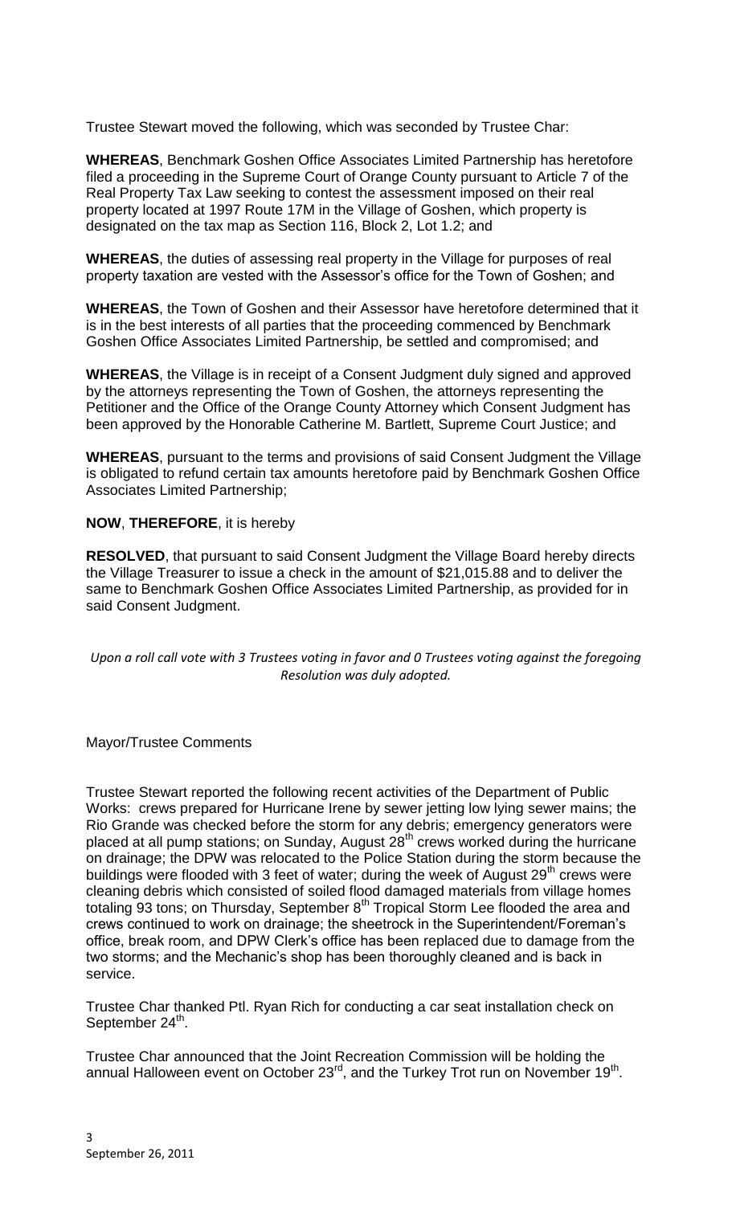Trustee Stewart moved the following, which was seconded by Trustee Char:

**WHEREAS**, Benchmark Goshen Office Associates Limited Partnership has heretofore filed a proceeding in the Supreme Court of Orange County pursuant to Article 7 of the Real Property Tax Law seeking to contest the assessment imposed on their real property located at 1997 Route 17M in the Village of Goshen, which property is designated on the tax map as Section 116, Block 2, Lot 1.2; and

**WHEREAS**, the duties of assessing real property in the Village for purposes of real property taxation are vested with the Assessor's office for the Town of Goshen; and

**WHEREAS**, the Town of Goshen and their Assessor have heretofore determined that it is in the best interests of all parties that the proceeding commenced by Benchmark Goshen Office Associates Limited Partnership, be settled and compromised; and

**WHEREAS**, the Village is in receipt of a Consent Judgment duly signed and approved by the attorneys representing the Town of Goshen, the attorneys representing the Petitioner and the Office of the Orange County Attorney which Consent Judgment has been approved by the Honorable Catherine M. Bartlett, Supreme Court Justice; and

**WHEREAS**, pursuant to the terms and provisions of said Consent Judgment the Village is obligated to refund certain tax amounts heretofore paid by Benchmark Goshen Office Associates Limited Partnership;

**NOW**, **THEREFORE**, it is hereby

**RESOLVED**, that pursuant to said Consent Judgment the Village Board hereby directs the Village Treasurer to issue a check in the amount of $21,015.88 and to deliver the same to Benchmark Goshen Office Associates Limited Partnership, as provided for in said Consent Judgment.

*Upon a roll call vote with 3 Trustees voting in favor and 0 Trustees voting against the foregoing Resolution was duly adopted.*

Mayor/Trustee Comments

Trustee Stewart reported the following recent activities of the Department of Public Works: crews prepared for Hurricane Irene by sewer jetting low lying sewer mains; the Rio Grande was checked before the storm for any debris; emergency generators were placed at all pump stations; on Sunday, August 28th crews worked during the hurricane on drainage; the DPW was relocated to the Police Station during the storm because the buildings were flooded with 3 feet of water; during the week of August 29th crews were cleaning debris which consisted of soiled flood damaged materials from village homes totaling 93 tons; on Thursday, September 8th Tropical Storm Lee flooded the area and crews continued to work on drainage; the sheetrock in the Superintendent/Foreman's office, break room, and DPW Clerk's office has been replaced due to damage from the two storms; and the Mechanic's shop has been thoroughly cleaned and is back in service.

Trustee Char thanked Ptl. Ryan Rich for conducting a car seat installation check on September 24th.

Trustee Char announced that the Joint Recreation Commission will be holding the annual Halloween event on October 23rd, and the Turkey Trot run on November 19th.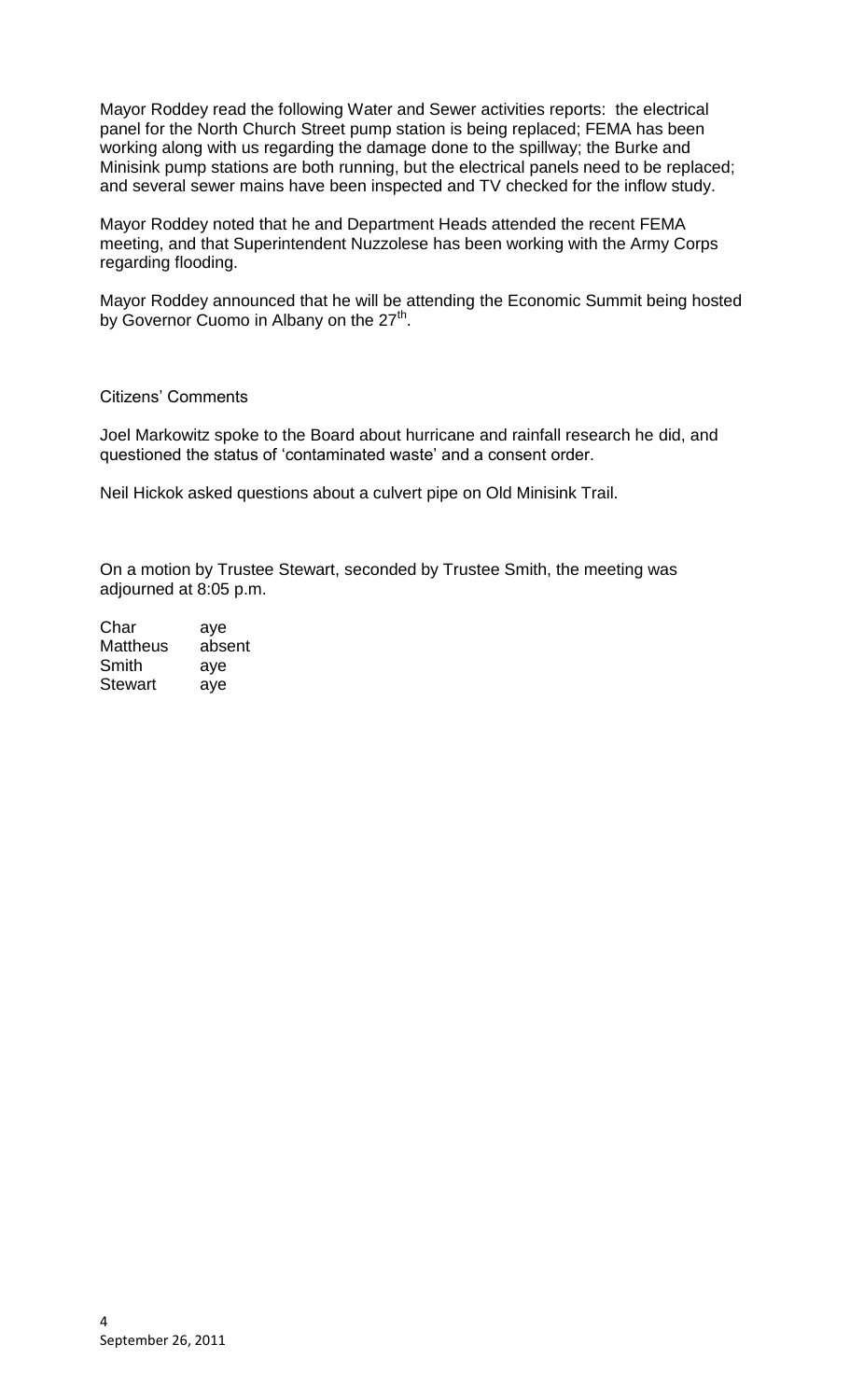Mayor Roddey read the following Water and Sewer activities reports: the electrical panel for the North Church Street pump station is being replaced; FEMA has been working along with us regarding the damage done to the spillway; the Burke and Minisink pump stations are both running, but the electrical panels need to be replaced; and several sewer mains have been inspected and TV checked for the inflow study.

Mayor Roddey noted that he and Department Heads attended the recent FEMA meeting, and that Superintendent Nuzzolese has been working with the Army Corps regarding flooding.

Mayor Roddey announced that he will be attending the Economic Summit being hosted by Governor Cuomo in Albany on the 27th.

Citizens' Comments

Joel Markowitz spoke to the Board about hurricane and rainfall research he did, and questioned the status of 'contaminated waste' and a consent order.

Neil Hickok asked questions about a culvert pipe on Old Minisink Trail.

On a motion by Trustee Stewart, seconded by Trustee Smith, the meeting was adjourned at 8:05 p.m.

| | |
|---|---|
| Char | aye |
| Mattheus | absent |
| Smith | aye |
| Stewart | aye |